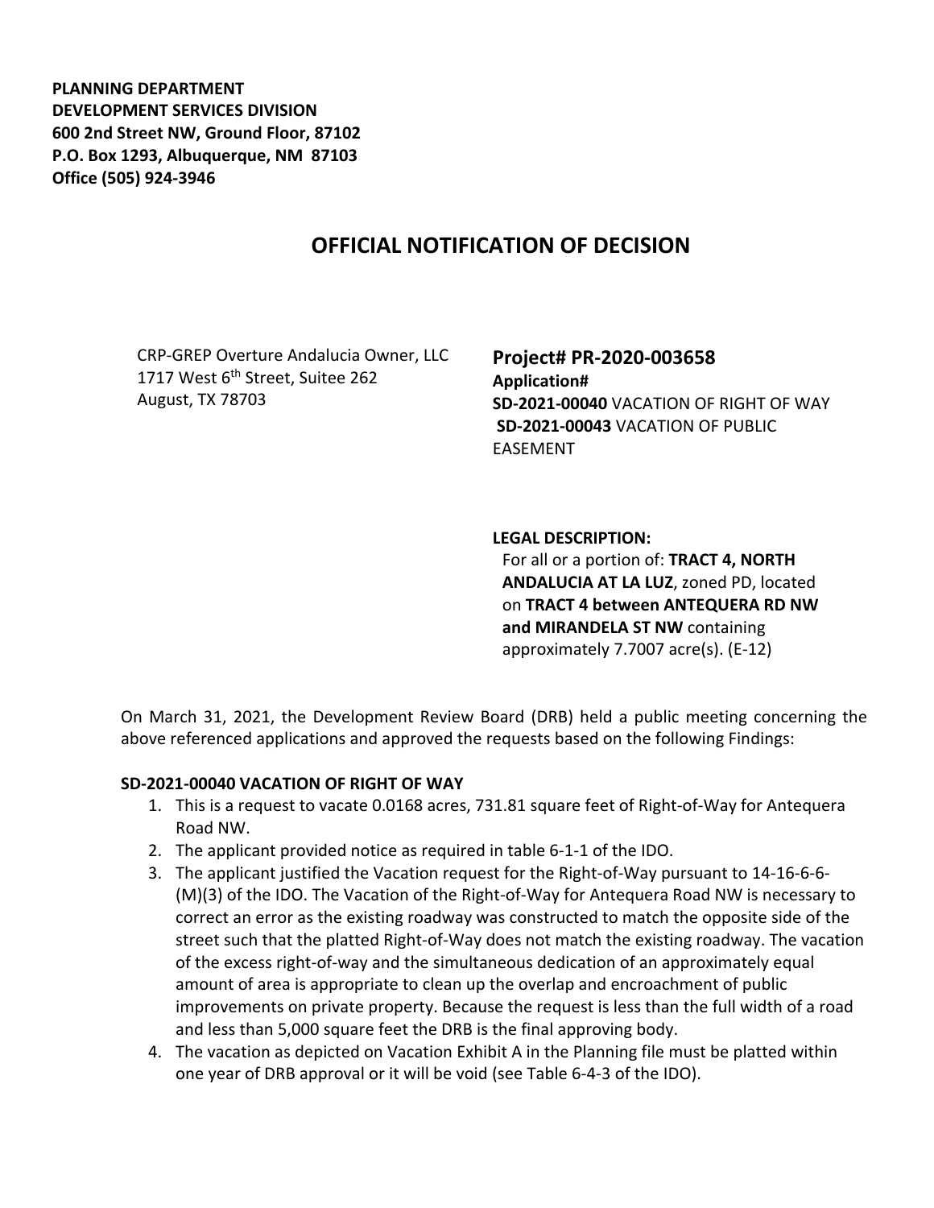**PLANNING DEPARTMENT**
**DEVELOPMENT SERVICES DIVISION**
**600 2nd Street NW, Ground Floor, 87102**
**P.O. Box 1293, Albuquerque, NM 87103**
**Office (505) 924-3946**

# OFFICIAL NOTIFICATION OF DECISION

CRP-GREP Overture Andalucia Owner, LLC
1717 West 6th Street, Suitee 262
August, TX 78703

## Project# PR-2020-003658

**Application#**
**SD-2021-00040** VACATION OF RIGHT OF WAY
**SD-2021-00043** VACATION OF PUBLIC EASEMENT

**LEGAL DESCRIPTION:**
For all or a portion of: **TRACT 4, NORTH ANDALUCIA AT LA LUZ**, zoned PD, located on **TRACT 4 between ANTEQUERA RD NW and MIRANDELA ST NW** containing approximately 7.7007 acre(s). (E-12)

On March 31, 2021, the Development Review Board (DRB) held a public meeting concerning the above referenced applications and approved the requests based on the following Findings:

**SD-2021-00040 VACATION OF RIGHT OF WAY**

1. This is a request to vacate 0.0168 acres, 731.81 square feet of Right-of-Way for Antequera Road NW.
2. The applicant provided notice as required in table 6-1-1 of the IDO.
3. The applicant justified the Vacation request for the Right-of-Way pursuant to 14-16-6-6-(M)(3) of the IDO. The Vacation of the Right-of-Way for Antequera Road NW is necessary to correct an error as the existing roadway was constructed to match the opposite side of the street such that the platted Right-of-Way does not match the existing roadway. The vacation of the excess right-of-way and the simultaneous dedication of an approximately equal amount of area is appropriate to clean up the overlap and encroachment of public improvements on private property. Because the request is less than the full width of a road and less than 5,000 square feet the DRB is the final approving body.
4. The vacation as depicted on Vacation Exhibit A in the Planning file must be platted within one year of DRB approval or it will be void (see Table 6-4-3 of the IDO).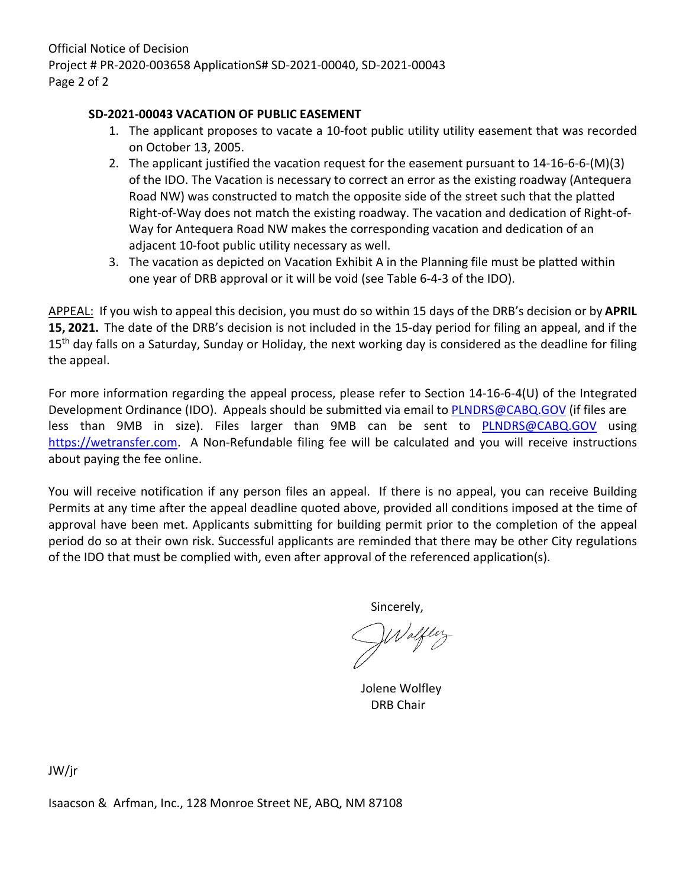**SD-2021-00043 VACATION OF PUBLIC EASEMENT**

1. The applicant proposes to vacate a 10-foot public utility utility easement that was recorded on October 13, 2005.
2. The applicant justified the vacation request for the easement pursuant to 14-16-6-6-(M)(3) of the IDO. The Vacation is necessary to correct an error as the existing roadway (Antequera Road NW) was constructed to match the opposite side of the street such that the platted Right-of-Way does not match the existing roadway. The vacation and dedication of Right-of-Way for Antequera Road NW makes the corresponding vacation and dedication of an adjacent 10-foot public utility necessary as well.
3. The vacation as depicted on Vacation Exhibit A in the Planning file must be platted within one year of DRB approval or it will be void (see Table 6-4-3 of the IDO).

APPEAL: If you wish to appeal this decision, you must do so within 15 days of the DRB's decision or by **APRIL 15, 2021.** The date of the DRB's decision is not included in the 15-day period for filing an appeal, and if the 15th day falls on a Saturday, Sunday or Holiday, the next working day is considered as the deadline for filing the appeal.

For more information regarding the appeal process, please refer to Section 14-16-6-4(U) of the Integrated Development Ordinance (IDO). Appeals should be submitted via email to PLNDRS@CABQ.GOV (if files are less than 9MB in size). Files larger than 9MB can be sent to PLNDRS@CABQ.GOV using https://wetransfer.com. A Non-Refundable filing fee will be calculated and you will receive instructions about paying the fee online.

You will receive notification if any person files an appeal. If there is no appeal, you can receive Building Permits at any time after the appeal deadline quoted above, provided all conditions imposed at the time of approval have been met. Applicants submitting for building permit prior to the completion of the appeal period do so at their own risk. Successful applicants are reminded that there may be other City regulations of the IDO that must be complied with, even after approval of the referenced application(s).

Sincerely,

Jolene Wolfley
DRB Chair

JW/jr

Isaacson & Arfman, Inc., 128 Monroe Street NE, ABQ, NM 87108